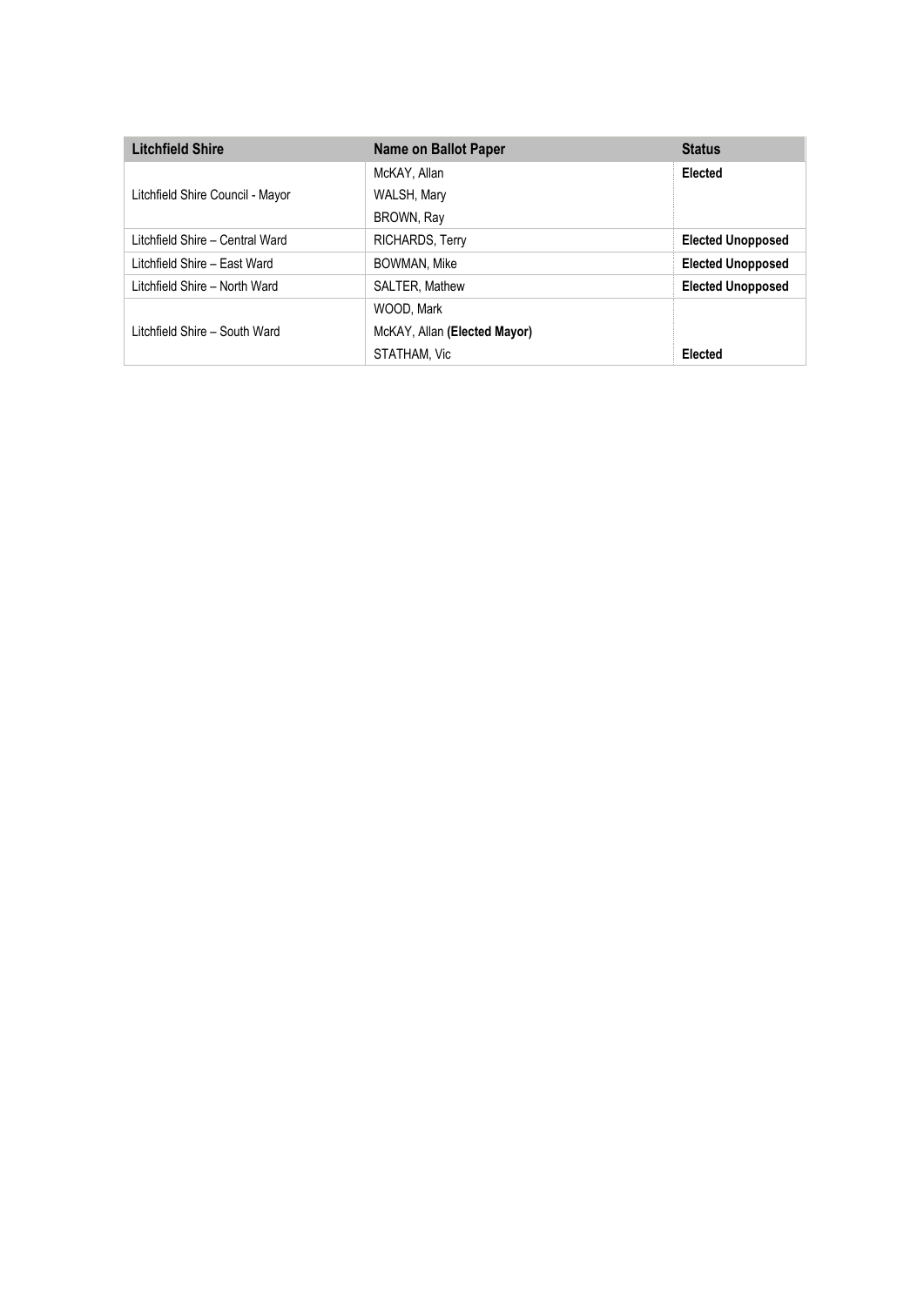| Litchfield Shire | Name on Ballot Paper | Status |
|---|---|---|
| Litchfield Shire Council - Mayor | McKAY, Allan | **Elected** |
| | WALSH, Mary | |
| | BROWN, Ray | |
| Litchfield Shire – Central Ward | RICHARDS, Terry | **Elected Unopposed** |
| Litchfield Shire – East Ward | BOWMAN, Mike | **Elected Unopposed** |
| Litchfield Shire – North Ward | SALTER, Mathew | **Elected Unopposed** |
| Litchfield Shire – South Ward | WOOD, Mark | |
| | McKAY, Allan **(Elected Mayor)** | |
| | STATHAM, Vic | **Elected** |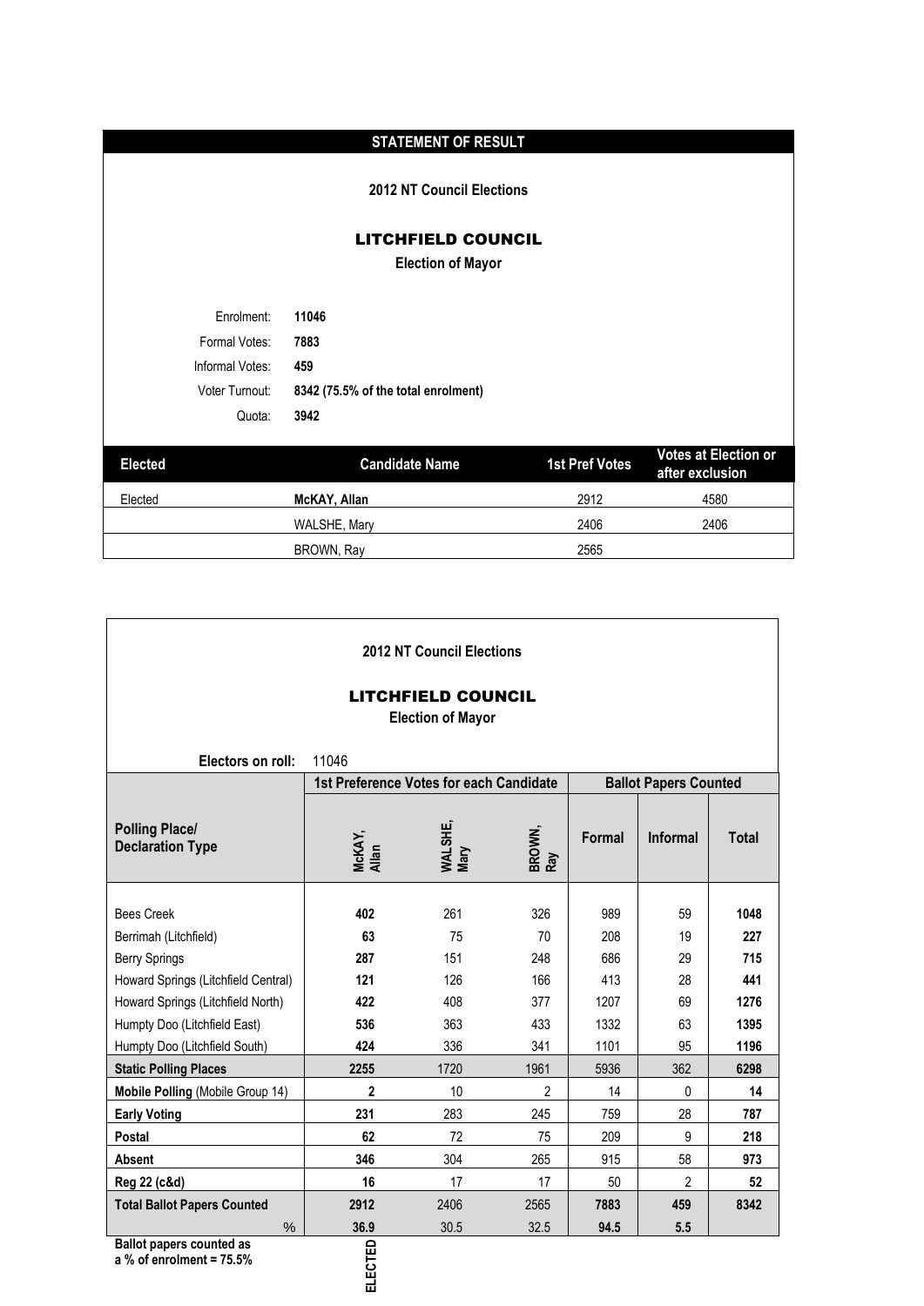## STATEMENT OF RESULT

**2012 NT Council Elections**

# LITCHFIELD COUNCIL

**Election of Mayor**

| | |
|---|---|
| Enrolment: | **11046** |
| Formal Votes: | **7883** |
| Informal Votes: | **459** |
| Voter Turnout: | **8342 (75.5% of the total enrolment)** |
| Quota: | **3942** |

| Elected | Candidate Name | 1st Pref Votes | Votes at Election or after exclusion |
|---|---|---|---|
| Elected | **McKAY, Allan** | 2912 | 4580 |
| | WALSHE, Mary | 2406 | 2406 |
| | BROWN, Ray | 2565 | |

**2012 NT Council Elections**

# LITCHFIELD COUNCIL

**Election of Mayor**

**Electors on roll:** 11046

| | 1st Preference Votes for each Candidate | | | Ballot Papers Counted | | |
|---|---|---|---|---|---|---|
| **Polling Place/ Declaration Type** | **McKAY, Allan** | **WALSHE, Mary** | **BROWN, Ray** | **Formal** | **Informal** | **Total** |
| Bees Creek | **402** | 261 | 326 | 989 | 59 | **1048** |
| Berrimah (Litchfield) | **63** | 75 | 70 | 208 | 19 | **227** |
| Berry Springs | **287** | 151 | 248 | 686 | 29 | **715** |
| Howard Springs (Litchfield Central) | **121** | 126 | 166 | 413 | 28 | **441** |
| Howard Springs (Litchfield North) | **422** | 408 | 377 | 1207 | 69 | **1276** |
| Humpty Doo (Litchfield East) | **536** | 363 | 433 | 1332 | 63 | **1395** |
| Humpty Doo (Litchfield South) | **424** | 336 | 341 | 1101 | 95 | **1196** |
| **Static Polling Places** | **2255** | 1720 | 1961 | 5936 | 362 | **6298** |
| **Mobile Polling** (Mobile Group 14) | **2** | 10 | 2 | 14 | 0 | **14** |
| **Early Voting** | **231** | 283 | 245 | 759 | 28 | **787** |
| **Postal** | **62** | 72 | 75 | 209 | 9 | **218** |
| **Absent** | **346** | 304 | 265 | 915 | 58 | **973** |
| **Reg 22 (c&d)** | **16** | 17 | 17 | 50 | 2 | **52** |
| **Total Ballot Papers Counted** | **2912** | 2406 | 2565 | **7883** | **459** | **8342** |
| % | **36.9** | 30.5 | 32.5 | **94.5** | **5.5** | |
| | **ELECTED** | | | | | |

**Ballot papers counted as a % of enrolment = 75.5%**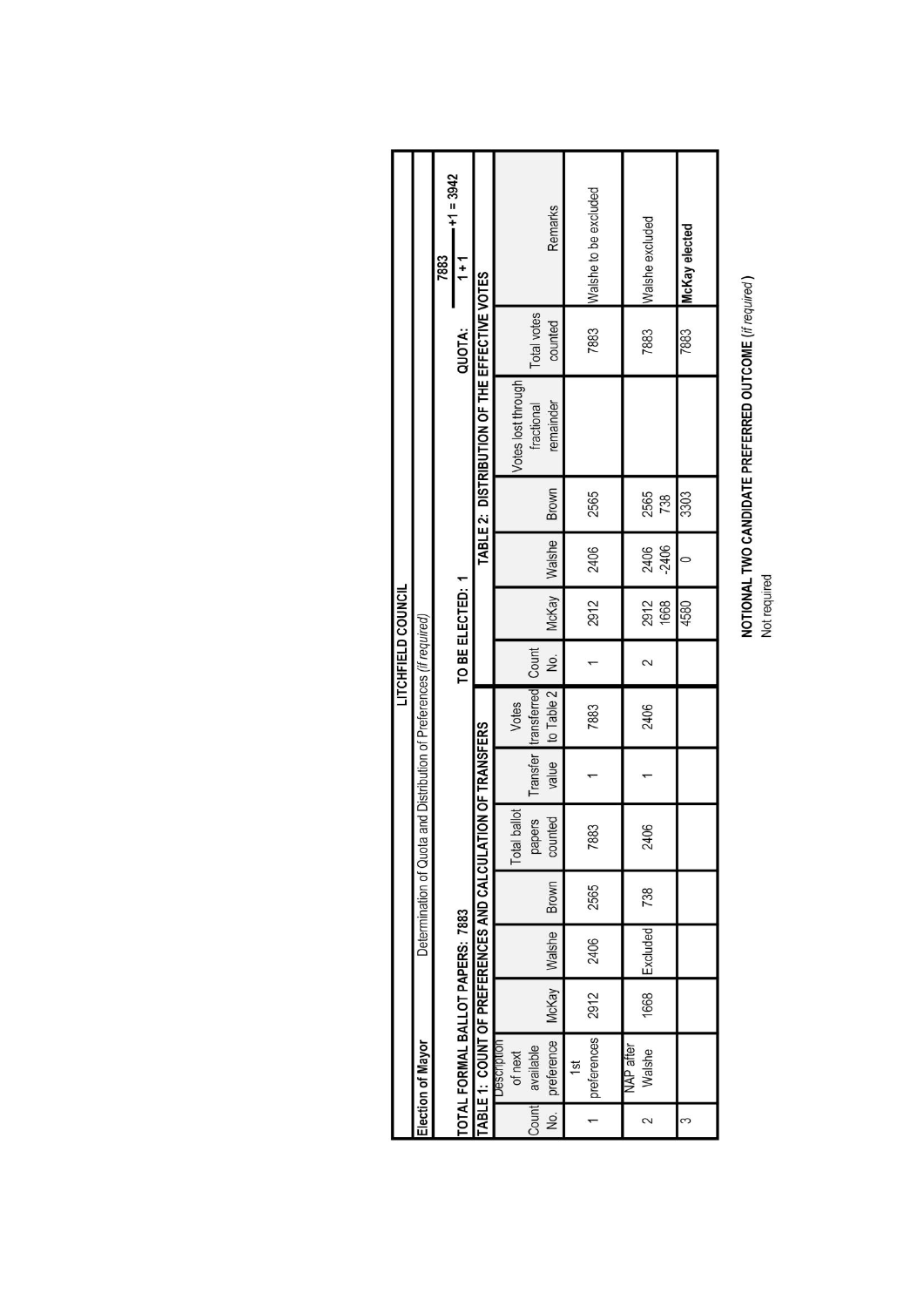# LITCHFIELD COUNCIL

**Election of Mayor**

Determination of Quota and Distribution of Preferences *(if required)*

**TOTAL FORMAL BALLOT PAPERS: 7883**

**TO BE ELECTED: 1**

**QUOTA:** $\frac{7883}{1+1} + 1 = 3942$

| TABLE 1: COUNT OF PREFERENCES AND CALCULATION OF TRANSFERS | | | | | | | | TABLE 2: DISTRIBUTION OF THE EFFECTIVE VOTES | | | | | | |
|---|---|---|---|---|---|---|---|---|---|---|---|---|---|---|
| Count No. | Description of next available preference | McKay | Walshe | Brown | Total ballot papers counted | Transfer value | Votes transferred to Table 2 | Count No. | McKay | Walshe | Brown | Votes lost through fractional remainder | Total votes counted | Remarks |
| 1 | 1st preferences | 2912 | 2406 | 2565 | 7883 | 1 | 7883 | 1 | 2912 | 2406 | 2565 | | 7883 | Walshe to be excluded |
| 2 | NAP after Walshe | 1668 | Excluded | 738 | 2406 | 1 | 2406 | 2 | 2912<br>1668 | 2406<br>-2406 | 2565<br>738 | | 7883 | Walshe excluded |
| 3 | | | | | | | | | 4580 | 0 | 3303 | | 7883 | **McKay elected** |

**NOTIONAL TWO CANDIDATE PREFERRED OUTCOME** *(if required)*

Not required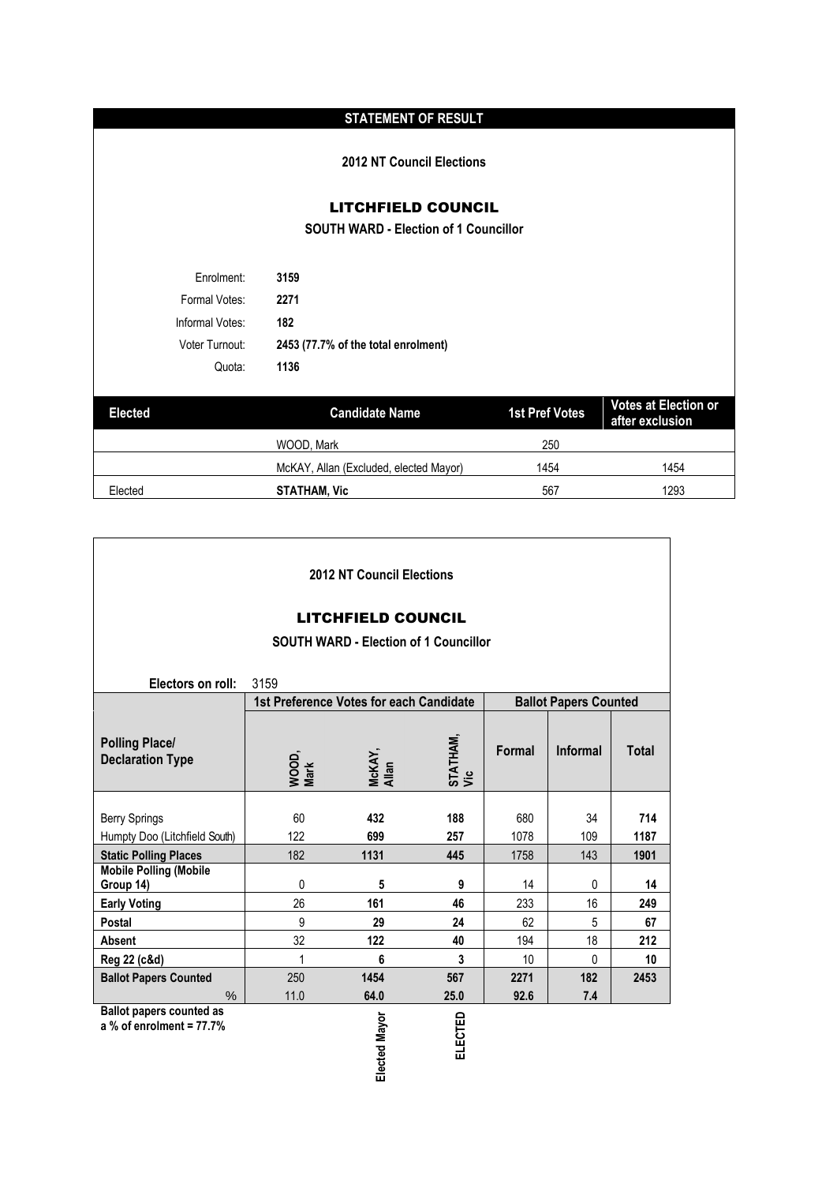## STATEMENT OF RESULT

**2012 NT Council Elections**

# LITCHFIELD COUNCIL

**SOUTH WARD - Election of 1 Councillor**

Enrolment: **3159**

Formal Votes: **2271**

Informal Votes: **182**

Voter Turnout: **2453 (77.7% of the total enrolment)**

Quota: **1136**

| Elected | Candidate Name | 1st Pref Votes | Votes at Election or after exclusion |
|---|---|---|---|
| | WOOD, Mark | 250 | |
| | McKAY, Allan (Excluded, elected Mayor) | 1454 | 1454 |
| Elected | **STATHAM, Vic** | 567 | 1293 |

**2012 NT Council Elections**

# LITCHFIELD COUNCIL

**SOUTH WARD - Election of 1 Councillor**

**Electors on roll:** 3159

| Polling Place/ Declaration Type | 1st Preference Votes for each Candidate | | | Ballot Papers Counted | | |
|---|---|---|---|---|---|---|
| | WOOD, Mark | McKAY, Allan | STATHAM, Vic | Formal | Informal | Total |
| Berry Springs | 60 | **432** | **188** | 680 | 34 | **714** |
| Humpty Doo (Litchfield South) | 122 | **699** | **257** | 1078 | 109 | **1187** |
| **Static Polling Places** | 182 | **1131** | **445** | 1758 | 143 | **1901** |
| **Mobile Polling (Mobile Group 14)** | 0 | **5** | **9** | 14 | 0 | **14** |
| **Early Voting** | 26 | **161** | **46** | 233 | 16 | **249** |
| **Postal** | 9 | **29** | **24** | 62 | 5 | **67** |
| **Absent** | 32 | **122** | **40** | 194 | 18 | **212** |
| **Reg 22 (c&d)** | 1 | **6** | **3** | 10 | 0 | **10** |
| **Ballot Papers Counted** | **250** | **1454** | **567** | **2271** | **182** | **2453** |
| % | 11.0 | **64.0** | **25.0** | **92.6** | **7.4** | |
| **Ballot papers counted as a % of enrolment = 77.7%** | | **Elected Mayor** | **ELECTED** | | | |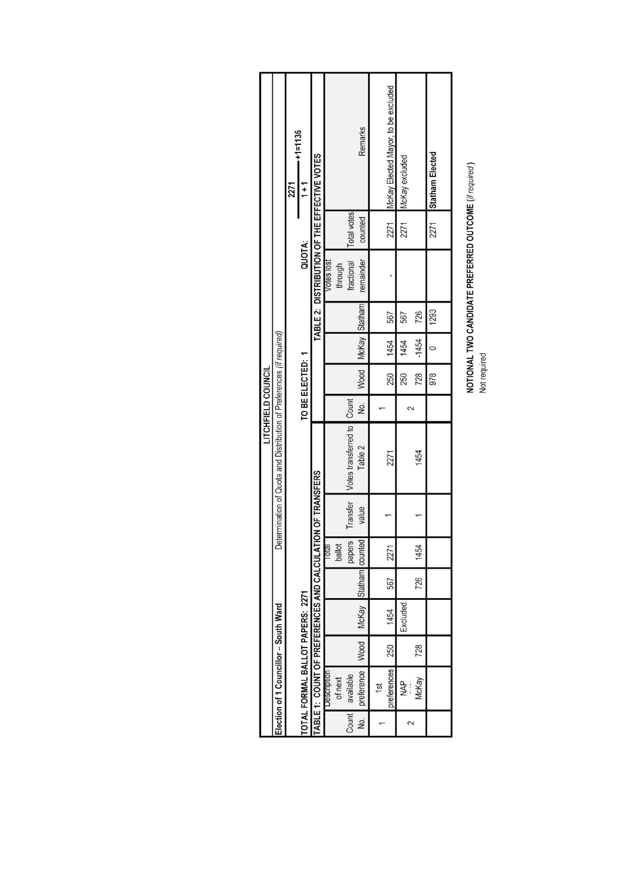# LITCHFIELD COUNCIL

**Election of 1 Councillor – South Ward** — Determination of Quota and Distribution of Preferences *(if required)*

**TOTAL FORMAL BALLOT PAPERS: 2271** — **TO BE ELECTED: 1** — **QUOTA:** $\frac{2271}{1+1} + 1 = 1136$

| TABLE 1: COUNT OF PREFERENCES AND CALCULATION OF TRANSFERS | | | | | | | | TABLE 2: DISTRIBUTION OF THE EFFECTIVE VOTES | | | | | | |
|---|---|---|---|---|---|---|---|---|---|---|---|---|---|---|
| Count No. | Description of next available preference | Wood | McKay | Statham | Total ballot papers counted | Transfer value | Votes transferred to Table 2 | Count No. | Wood | McKay | Statham | Votes lost through fractional remainder | Total votes counted | Remarks |
| 1 | 1st preferences | 250 | 1454 | 567 | 2271 | 1 | 2271 | 1 | 250 | 1454 | 567 | - | 2271 | McKay Elected Mayor, to be excluded |
| 2 | NAP / McKay | 728 | Excluded | 726 | 1454 | 1 | 1454 | 2 | 250 / 728 | 1454 / -1454 | 567 / 726 | | 2271 | McKay excluded |
| | | | | | | | | | 978 | 0 | 1293 | | 2271 | **Statham Elected** |

**NOTIONAL TWO CANDIDATE PREFERRED OUTCOME** *(if required)*

Not required